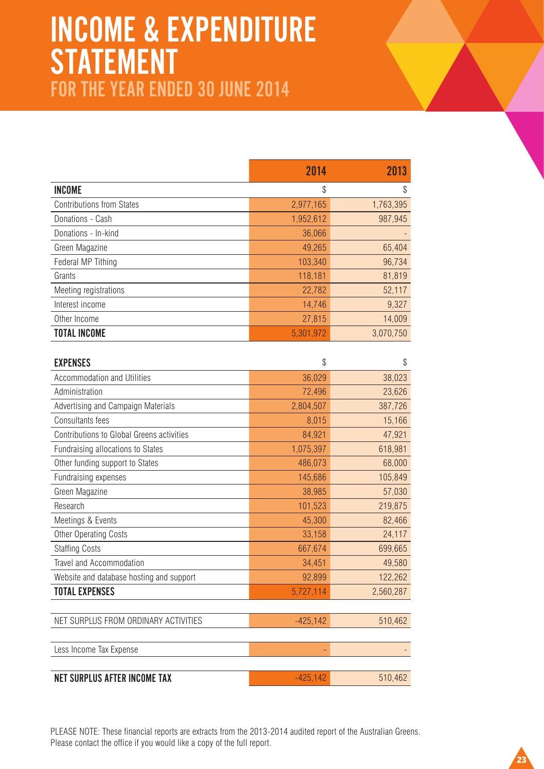# INCOME & EXPENDITURE STATEMENT

## FOR THE YEAR ENDED 30 JUNE 2014

| | 2014 | 2013 |
|---|---|---|
| **INCOME** | $ | $ |
| Contributions from States | 2,977,165 | 1,763,395 |
| Donations - Cash | 1,952,612 | 987,945 |
| Donations - In-kind | 36,066 | - |
| Green Magazine | 49,265 | 65,404 |
| Federal MP Tithing | 103,340 | 96,734 |
| Grants | 118,181 | 81,819 |
| Meeting registrations | 22,782 | 52,117 |
| Interest income | 14,746 | 9,327 |
| Other Income | 27,815 | 14,009 |
| **TOTAL INCOME** | 5,301,972 | 3,070,750 |
| | | |
| **EXPENSES** | $ | $ |
| Accommodation and Utilities | 36,029 | 38,023 |
| Administration | 72,496 | 23,626 |
| Advertising and Campaign Materials | 2,804,507 | 387,726 |
| Consultants fees | 8,015 | 15,166 |
| Contributions to Global Greens activities | 84,921 | 47,921 |
| Fundraising allocations to States | 1,075,397 | 618,981 |
| Other funding support to States | 486,073 | 68,000 |
| Fundraising expenses | 145,686 | 105,849 |
| Green Magazine | 38,985 | 57,030 |
| Research | 101,523 | 219,875 |
| Meetings & Events | 45,300 | 82,466 |
| Other Operating Costs | 33,158 | 24,117 |
| Staffing Costs | 667,674 | 699,665 |
| Travel and Accommodation | 34,451 | 49,580 |
| Website and database hosting and support | 92,899 | 122,262 |
| **TOTAL EXPENSES** | 5,727,114 | 2,560,287 |
| | | |
| NET SURPLUS FROM ORDINARY ACTIVITIES | -425,142 | 510,462 |
| | | |
| Less Income Tax Expense | - | - |
| | | |
| **NET SURPLUS AFTER INCOME TAX** | -425,142 | 510,462 |

PLEASE NOTE: These financial reports are extracts from the 2013-2014 audited report of the Australian Greens. Please contact the office if you would like a copy of the full report.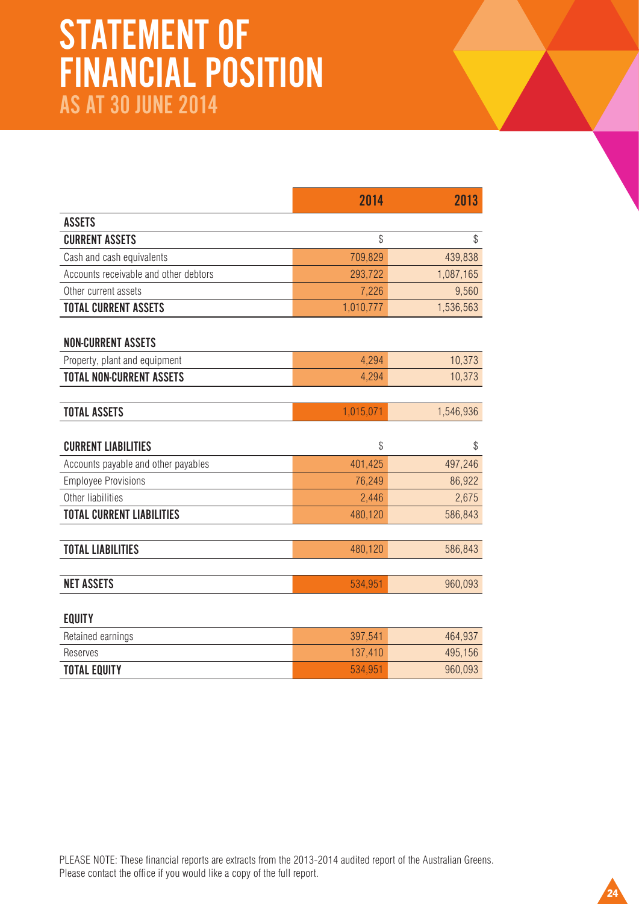# STATEMENT OF FINANCIAL POSITION

## AS AT 30 JUNE 2014

| | 2014 | 2013 |
|---|---|---|
| **ASSETS** | | |
| **CURRENT ASSETS** | $ | $ |
| Cash and cash equivalents | 709,829 | 439,838 |
| Accounts receivable and other debtors | 293,722 | 1,087,165 |
| Other current assets | 7,226 | 9,560 |
| **TOTAL CURRENT ASSETS** | 1,010,777 | 1,536,563 |
| | | |
| **NON-CURRENT ASSETS** | | |
| Property, plant and equipment | 4,294 | 10,373 |
| **TOTAL NON-CURRENT ASSETS** | 4,294 | 10,373 |
| | | |
| **TOTAL ASSETS** | 1,015,071 | 1,546,936 |
| | | |
| **CURRENT LIABILITIES** | $ | $ |
| Accounts payable and other payables | 401,425 | 497,246 |
| Employee Provisions | 76,249 | 86,922 |
| Other liabilities | 2,446 | 2,675 |
| **TOTAL CURRENT LIABILITIES** | 480,120 | 586,843 |
| | | |
| **TOTAL LIABILITIES** | 480,120 | 586,843 |
| | | |
| **NET ASSETS** | 534,951 | 960,093 |
| | | |
| **EQUITY** | | |
| Retained earnings | 397,541 | 464,937 |
| Reserves | 137,410 | 495,156 |
| **TOTAL EQUITY** | 534,951 | 960,093 |

PLEASE NOTE: These financial reports are extracts from the 2013-2014 audited report of the Australian Greens. Please contact the office if you would like a copy of the full report.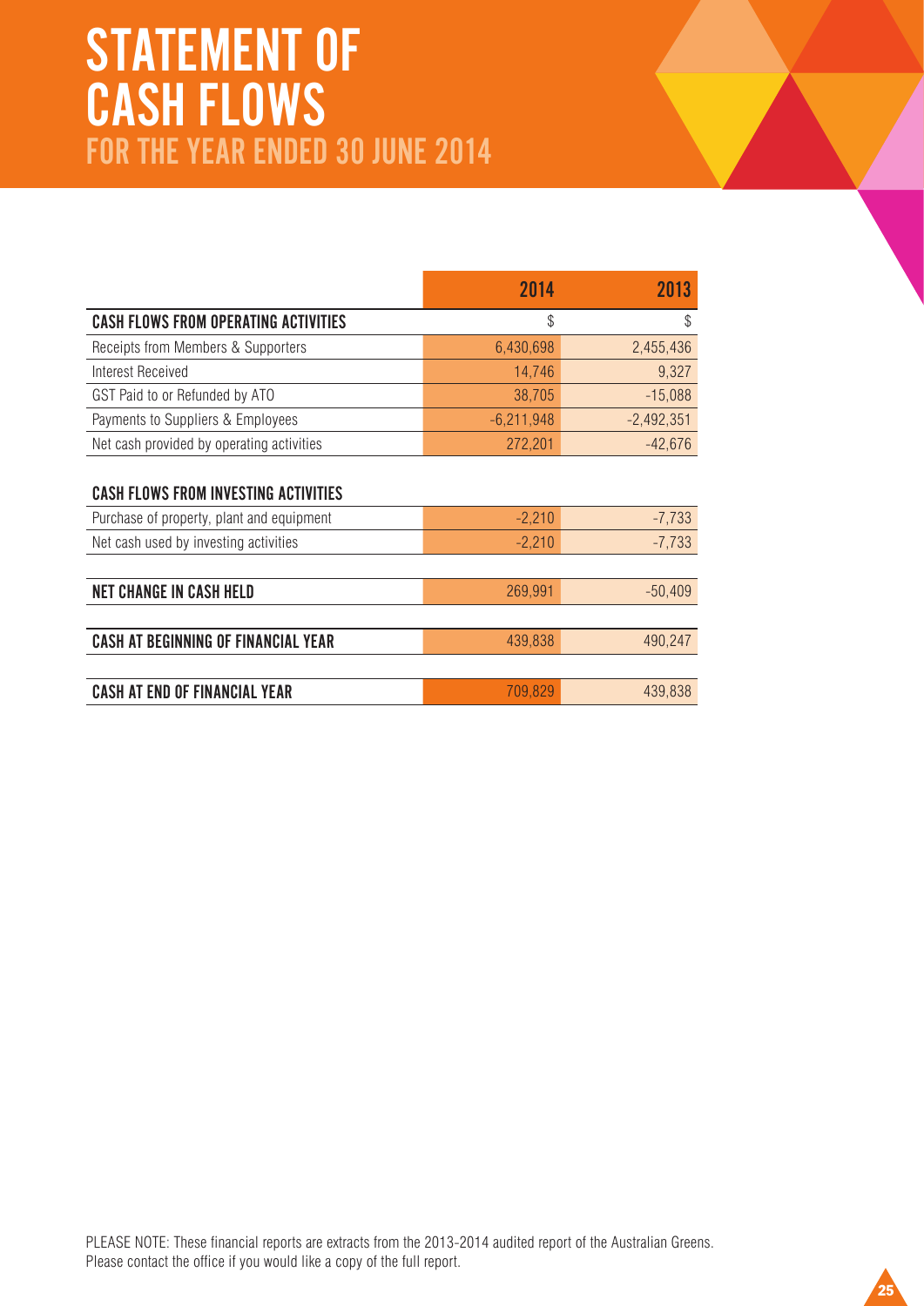# STATEMENT OF CASH FLOWS

## FOR THE YEAR ENDED 30 JUNE 2014

| | 2014 | 2013 |
|---|---|---|
| **CASH FLOWS FROM OPERATING ACTIVITIES** | $ | $ |
| Receipts from Members & Supporters | 6,430,698 | 2,455,436 |
| Interest Received | 14,746 | 9,327 |
| GST Paid to or Refunded by ATO | 38,705 | -15,088 |
| Payments to Suppliers & Employees | -6,211,948 | -2,492,351 |
| Net cash provided by operating activities | 272,201 | -42,676 |
| **CASH FLOWS FROM INVESTING ACTIVITIES** | | |
| Purchase of property, plant and equipment | -2,210 | -7,733 |
| Net cash used by investing activities | -2,210 | -7,733 |
| **NET CHANGE IN CASH HELD** | 269,991 | -50,409 |
| **CASH AT BEGINNING OF FINANCIAL YEAR** | 439,838 | 490,247 |
| **CASH AT END OF FINANCIAL YEAR** | 709,829 | 439,838 |

PLEASE NOTE: These financial reports are extracts from the 2013-2014 audited report of the Australian Greens. Please contact the office if you would like a copy of the full report.